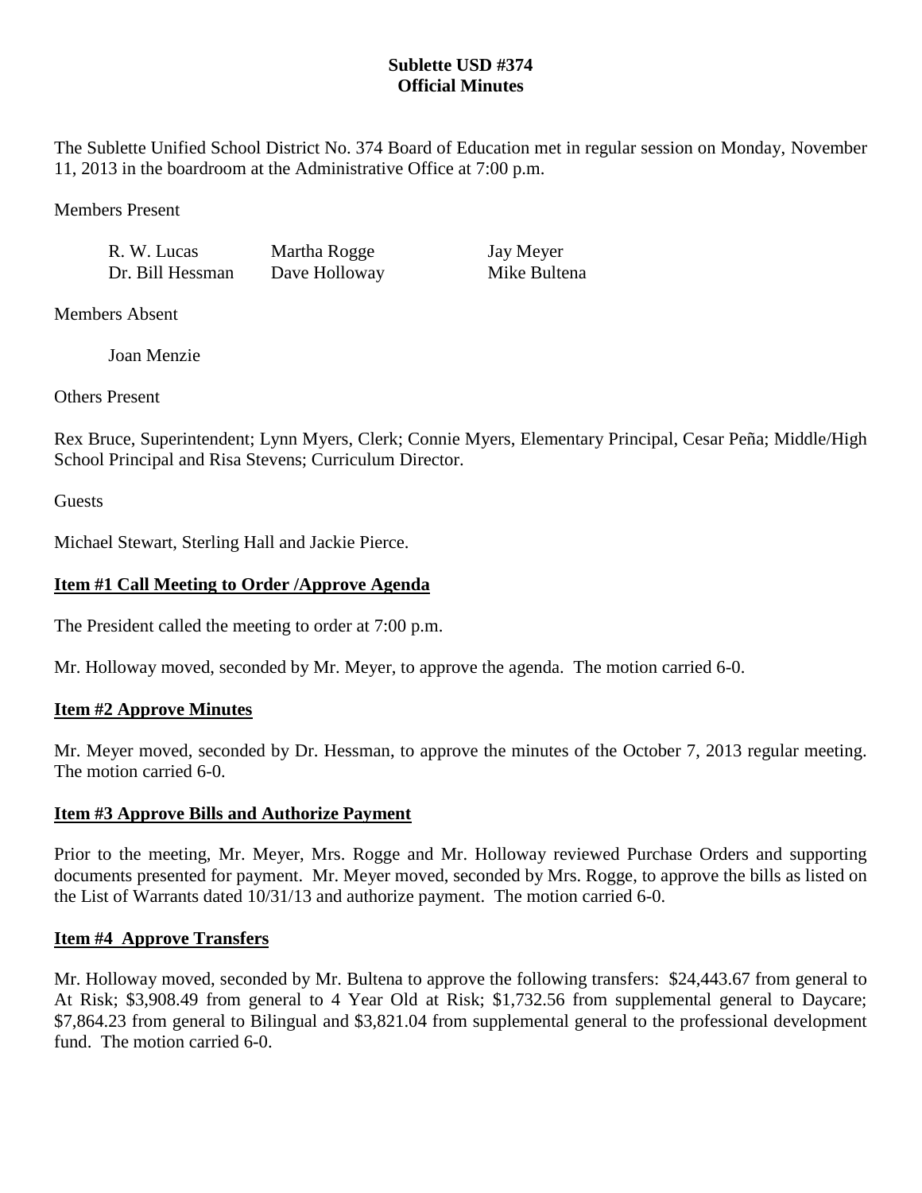**Sublette USD #374**
**Official Minutes**

The Sublette Unified School District No. 374 Board of Education met in regular session on Monday, November 11, 2013 in the boardroom at the Administrative Office at 7:00 p.m.

Members Present

| | | |
|---|---|---|
| R. W. Lucas | Martha Rogge | Jay Meyer |
| Dr. Bill Hessman | Dave Holloway | Mike Bultena |

Members Absent

Joan Menzie

Others Present

Rex Bruce, Superintendent; Lynn Myers, Clerk; Connie Myers, Elementary Principal, Cesar Peña; Middle/High School Principal and Risa Stevens; Curriculum Director.

Guests

Michael Stewart, Sterling Hall and Jackie Pierce.

**Item #1 Call Meeting to Order /Approve Agenda**

The President called the meeting to order at 7:00 p.m.

Mr. Holloway moved, seconded by Mr. Meyer, to approve the agenda. The motion carried 6-0.

**Item #2 Approve Minutes**

Mr. Meyer moved, seconded by Dr. Hessman, to approve the minutes of the October 7, 2013 regular meeting. The motion carried 6-0.

**Item #3 Approve Bills and Authorize Payment**

Prior to the meeting, Mr. Meyer, Mrs. Rogge and Mr. Holloway reviewed Purchase Orders and supporting documents presented for payment. Mr. Meyer moved, seconded by Mrs. Rogge, to approve the bills as listed on the List of Warrants dated 10/31/13 and authorize payment. The motion carried 6-0.

**Item #4 Approve Transfers**

Mr. Holloway moved, seconded by Mr. Bultena to approve the following transfers: $24,443.67 from general to At Risk; $3,908.49 from general to 4 Year Old at Risk; $1,732.56 from supplemental general to Daycare; $7,864.23 from general to Bilingual and $3,821.04 from supplemental general to the professional development fund. The motion carried 6-0.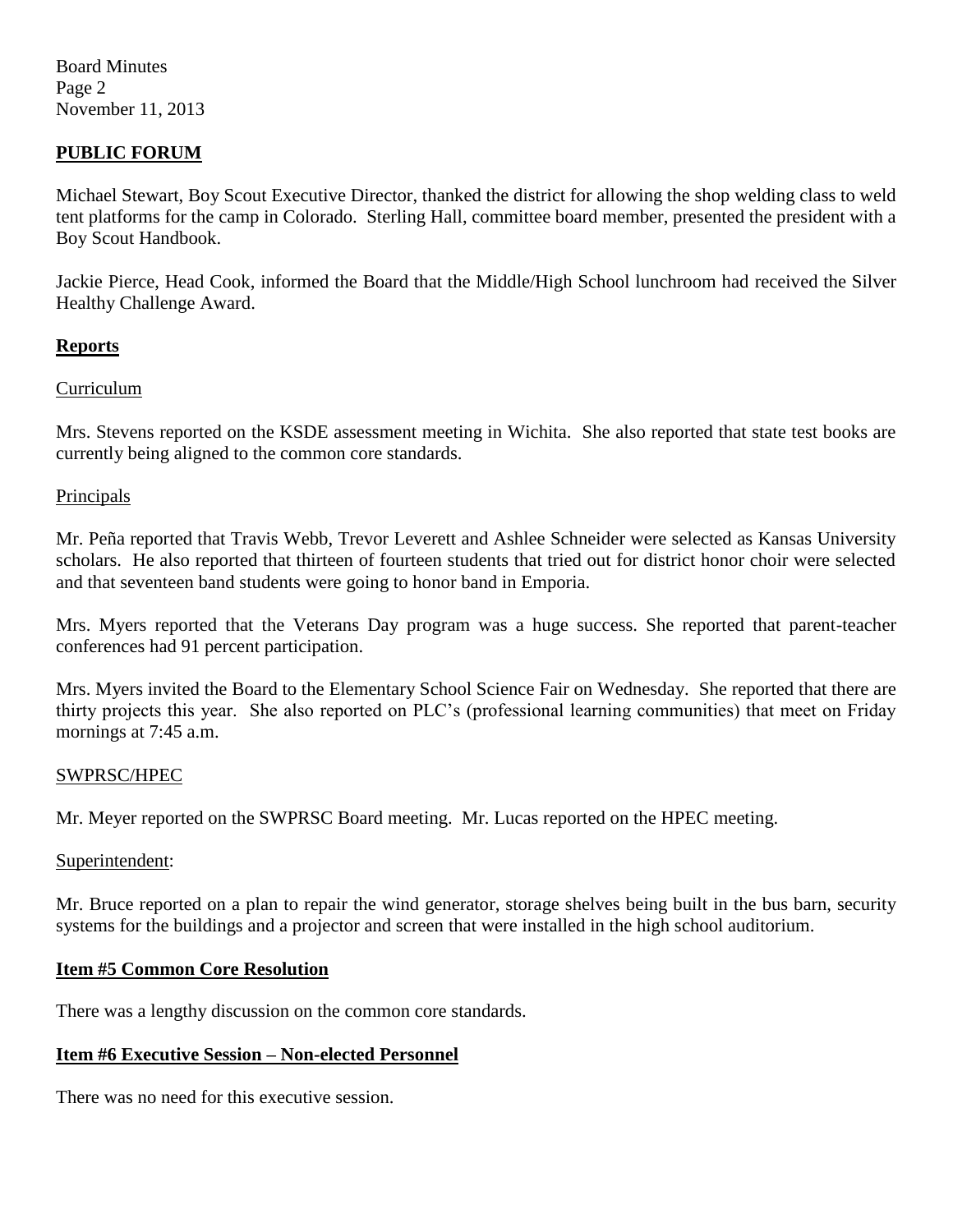## PUBLIC FORUM

Michael Stewart, Boy Scout Executive Director, thanked the district for allowing the shop welding class to weld tent platforms for the camp in Colorado. Sterling Hall, committee board member, presented the president with a Boy Scout Handbook.

Jackie Pierce, Head Cook, informed the Board that the Middle/High School lunchroom had received the Silver Healthy Challenge Award.

## Reports

### Curriculum

Mrs. Stevens reported on the KSDE assessment meeting in Wichita. She also reported that state test books are currently being aligned to the common core standards.

### Principals

Mr. Peña reported that Travis Webb, Trevor Leverett and Ashlee Schneider were selected as Kansas University scholars. He also reported that thirteen of fourteen students that tried out for district honor choir were selected and that seventeen band students were going to honor band in Emporia.

Mrs. Myers reported that the Veterans Day program was a huge success. She reported that parent-teacher conferences had 91 percent participation.

Mrs. Myers invited the Board to the Elementary School Science Fair on Wednesday. She reported that there are thirty projects this year. She also reported on PLC's (professional learning communities) that meet on Friday mornings at 7:45 a.m.

### SWPRSC/HPEC

Mr. Meyer reported on the SWPRSC Board meeting. Mr. Lucas reported on the HPEC meeting.

### Superintendent:

Mr. Bruce reported on a plan to repair the wind generator, storage shelves being built in the bus barn, security systems for the buildings and a projector and screen that were installed in the high school auditorium.

## Item #5 Common Core Resolution

There was a lengthy discussion on the common core standards.

## Item #6 Executive Session – Non-elected Personnel

There was no need for this executive session.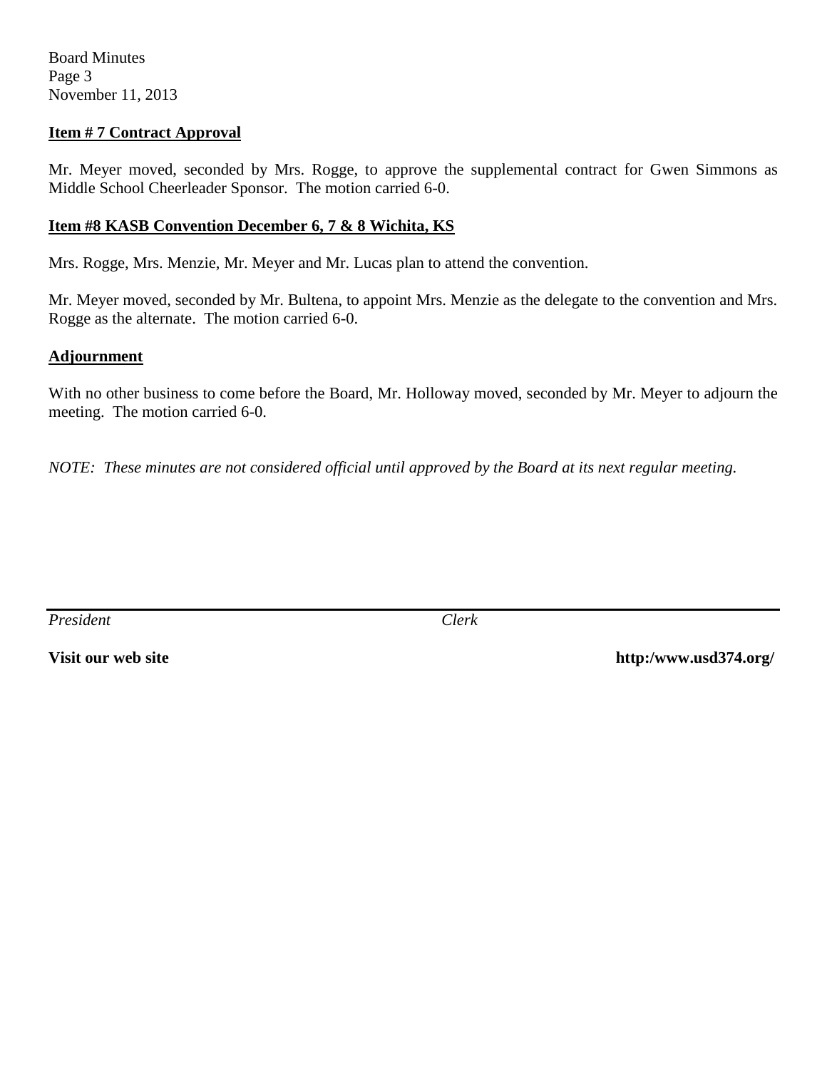### Item # 7 Contract Approval

Mr. Meyer moved, seconded by Mrs. Rogge, to approve the supplemental contract for Gwen Simmons as Middle School Cheerleader Sponsor. The motion carried 6-0.

### Item #8 KASB Convention December 6, 7 & 8 Wichita, KS

Mrs. Rogge, Mrs. Menzie, Mr. Meyer and Mr. Lucas plan to attend the convention.

Mr. Meyer moved, seconded by Mr. Bultena, to appoint Mrs. Menzie as the delegate to the convention and Mrs. Rogge as the alternate. The motion carried 6-0.

### Adjournment

With no other business to come before the Board, Mr. Holloway moved, seconded by Mr. Meyer to adjourn the meeting. The motion carried 6-0.

*NOTE: These minutes are not considered official until approved by the Board at its next regular meeting.*

*President* *Clerk*

**Visit our web site** **http:/www.usd374.org/**